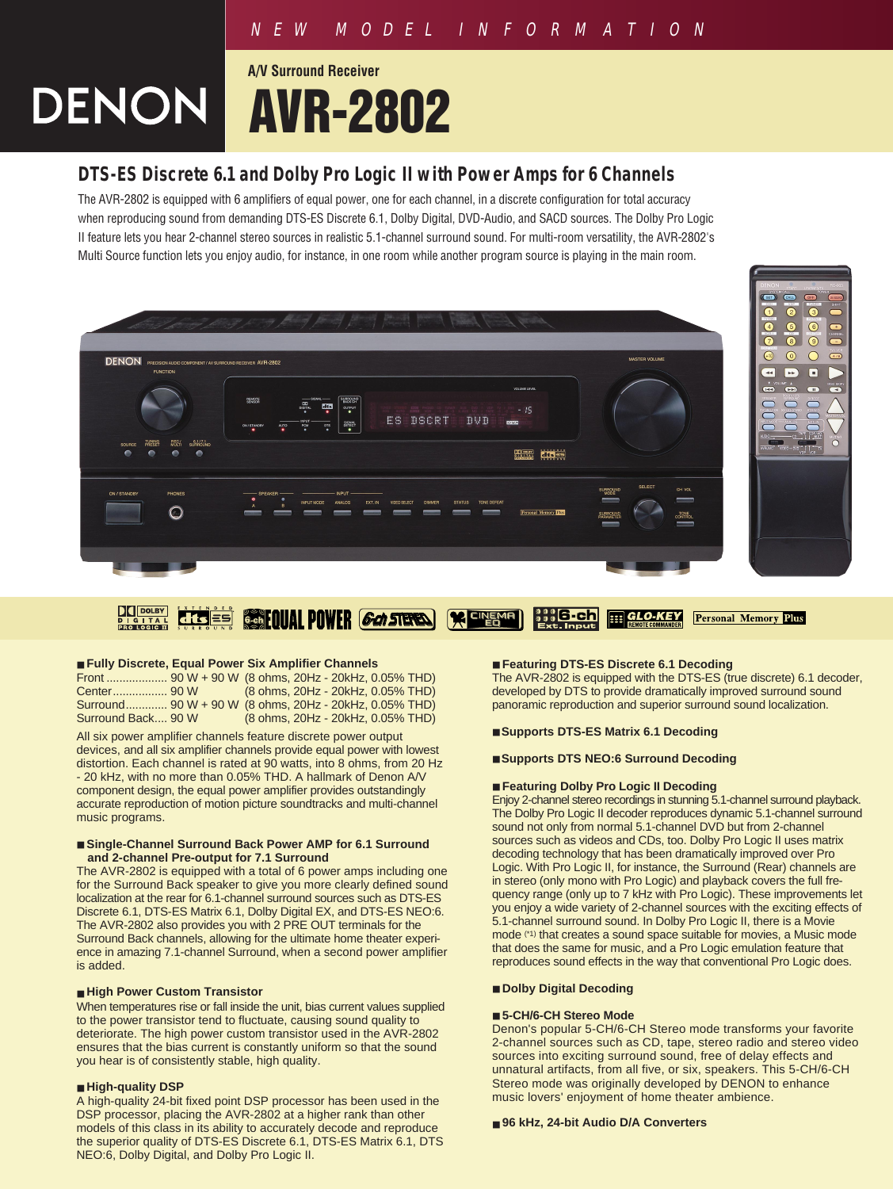NEW MODEL INFORMATION

# DENON

A/V Surround Receiver

# AVR-2802

## DTS-ES Discrete 6.1 and Dolby Pro Logic II with Power Amps for 6 Channels

The AVR-2802 is equipped with 6 amplifiers of equal power, one for each channel, in a discrete configuration for total accuracy when reproducing sound from demanding DTS-ES Discrete 6.1, Dolby Digital, DVD-Audio, and SACD sources. The Dolby Pro Logic II feature lets you hear 2-channel stereo sources in realistic 5.1-channel surround sound. For multi-room versatility, the AVR-2802's Multi Source function lets you enjoy audio, for instance, in one room while another program source is playing in the main room.

### Fully Discrete, Equal Power Six Amplifier Channels

| | | |
|---|---|---|
| Front | 90 W + 90 W | (8 ohms, 20Hz - 20kHz, 0.05% THD) |
| Center | 90 W | (8 ohms, 20Hz - 20kHz, 0.05% THD) |
| Surround | 90 W + 90 W | (8 ohms, 20Hz - 20kHz, 0.05% THD) |
| Surround Back | 90 W | (8 ohms, 20Hz - 20kHz, 0.05% THD) |

All six power amplifier channels feature discrete power output devices, and all six amplifier channels provide equal power with lowest distortion. Each channel is rated at 90 watts, into 8 ohms, from 20 Hz - 20 kHz, with no more than 0.05% THD. A hallmark of Denon A/V component design, the equal power amplifier provides outstandingly accurate reproduction of motion picture soundtracks and multi-channel music programs.

### Single-Channel Surround Back Power AMP for 6.1 Surround and 2-channel Pre-output for 7.1 Surround

The AVR-2802 is equipped with a total of 6 power amps including one for the Surround Back speaker to give you more clearly defined sound localization at the rear for 6.1-channel surround sources such as DTS-ES Discrete 6.1, DTS-ES Matrix 6.1, Dolby Digital EX, and DTS-ES NEO:6. The AVR-2802 also provides you with 2 PRE OUT terminals for the Surround Back channels, allowing for the ultimate home theater experience in amazing 7.1-channel Surround, when a second power amplifier is added.

### High Power Custom Transistor

When temperatures rise or fall inside the unit, bias current values supplied to the power transistor tend to fluctuate, causing sound quality to deteriorate. The high power custom transistor used in the AVR-2802 ensures that the bias current is constantly uniform so that the sound you hear is of consistently stable, high quality.

### High-quality DSP

A high-quality 24-bit fixed point DSP processor has been used in the DSP processor, placing the AVR-2802 at a higher rank than other models of this class in its ability to accurately decode and reproduce the superior quality of DTS-ES Discrete 6.1, DTS-ES Matrix 6.1, DTS NEO:6, Dolby Digital, and Dolby Pro Logic II.

### Featuring DTS-ES Discrete 6.1 Decoding

The AVR-2802 is equipped with the DTS-ES (true discrete) 6.1 decoder, developed by DTS to provide dramatically improved surround sound panoramic reproduction and superior surround sound localization.

### Supports DTS-ES Matrix 6.1 Decoding

### Supports DTS NEO:6 Surround Decoding

### Featuring Dolby Pro Logic II Decoding

Enjoy 2-channel stereo recordings in stunning 5.1-channel surround playback. The Dolby Pro Logic II decoder reproduces dynamic 5.1-channel surround sound not only from normal 5.1-channel DVD but from 2-channel sources such as videos and CDs, too. Dolby Pro Logic II uses matrix decoding technology that has been dramatically improved over Pro Logic. With Pro Logic II, for instance, the Surround (Rear) channels are in stereo (only mono with Pro Logic) and playback covers the full frequency range (only up to 7 kHz with Pro Logic). These improvements let you enjoy a wide variety of 2-channel sources with the exciting effects of 5.1-channel surround sound. In Dolby Pro Logic II, there is a Movie mode (*1) that creates a sound space suitable for movies, a Music mode that does the same for music, and a Pro Logic emulation feature that reproduces sound effects in the way that conventional Pro Logic does.

### Dolby Digital Decoding

### 5-CH/6-CH Stereo Mode

Denon's popular 5-CH/6-CH Stereo mode transforms your favorite 2-channel sources such as CD, tape, stereo radio and stereo video sources into exciting surround sound, free of delay effects and unnatural artifacts, from all five, or six, speakers. This 5-CH/6-CH Stereo mode was originally developed by DENON to enhance music lovers' enjoyment of home theater ambience.

### 96 kHz, 24-bit Audio D/A Converters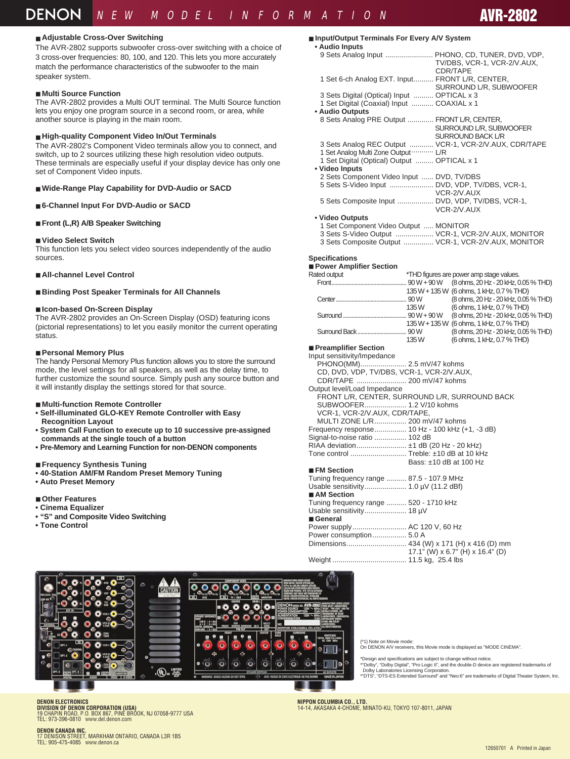## Adjustable Cross-Over Switching

The AVR-2802 supports subwoofer cross-over switching with a choice of 3 cross-over frequencies: 80, 100, and 120. This lets you more accurately match the performance characteristics of the subwoofer to the main speaker system.

## Multi Source Function

The AVR-2802 provides a Multi OUT terminal. The Multi Source function lets you enjoy one program source in a second room, or area, while another source is playing in the main room.

## High-quality Component Video In/Out Terminals

The AVR-2802's Component Video terminals allow you to connect, and switch, up to 2 sources utilizing these high resolution video outputs. These terminals are especially useful if your display device has only one set of Component Video inputs.

## Wide-Range Play Capability for DVD-Audio or SACD

## 6-Channel Input For DVD-Audio or SACD

## Front (L,R) A/B Speaker Switching

## Video Select Switch

This function lets you select video sources independently of the audio sources.

## All-channel Level Control

## Binding Post Speaker Terminals for All Channels

## Icon-based On-Screen Display

The AVR-2802 provides an On-Screen Display (OSD) featuring icons (pictorial representations) to let you easily monitor the current operating status.

## Personal Memory Plus

The handy Personal Memory Plus function allows you to store the surround mode, the level settings for all speakers, as well as the delay time, to further customize the sound source. Simply push any source button and it will instantly display the settings stored for that source.

## Multi-function Remote Controller

- **Self-illuminated GLO-KEY Remote Controller with Easy Recognition Layout**
- **System Call Function to execute up to 10 successive pre-assigned commands at the single touch of a button**
- **Pre-Memory and Learning Function for non-DENON components**

## Frequency Synthesis Tuning

- **40-Station AM/FM Random Preset Memory Tuning**
- **Auto Preset Memory**

## Other Features

- **Cinema Equalizer**
- **"S" and Composite Video Switching**
- **Tone Control**

## Input/Output Terminals For Every A/V System

**• Audio Inputs**

9 Sets Analog Input ........................ PHONO, CD, TUNER, DVD, VDP, TV/DBS, VCR-1, VCR-2/V.AUX, CDR/TAPE
1 Set 6-ch Analog EXT. Input.......... FRONT L/R, CENTER, SURROUND L/R, SUBWOOFER
3 Sets Digital (Optical) Input .......... OPTICAL x 3
1 Set Digital (Coaxial) Input ........... COAXIAL x 1

**• Audio Outputs**

8 Sets Analog PRE Output ............. FRONT L/R, CENTER, SURROUND L/R, SUBWOOFER SURROUND BACK L/R
3 Sets Analog REC Output ............ VCR-1, VCR-2/V.AUX, CDR/TAPE
1 Set Analog Multi Zone Output.......... L/R
1 Set Digital (Optical) Output ......... OPTICAL x 1

**• Video Inputs**

2 Sets Component Video Input ...... DVD, TV/DBS
5 Sets S-Video Input ...................... DVD, VDP, TV/DBS, VCR-1, VCR-2/V.AUX
5 Sets Composite Input .................. DVD, VDP, TV/DBS, VCR-1, VCR-2/V.AUX

**• Video Outputs**

1 Set Component Video Output ..... MONITOR
3 Sets S-Video Output ................... VCR-1, VCR-2/V.AUX, MONITOR
3 Sets Composite Output ............... VCR-1, VCR-2/V.AUX, MONITOR

## Specifications

### Power Amplifier Section

Rated output — *THD figures are power amp stage values.

| | | |
|---|---|---|
| Front | 90 W + 90 W | (8 ohms, 20 Hz - 20 kHz, 0.05 % THD) |
| | 135 W + 135 W | (6 ohms, 1 kHz, 0.7 % THD) |
| Center | 90 W | (8 ohms, 20 Hz - 20 kHz, 0.05 % THD) |
| | 135 W | (6 ohms, 1 kHz, 0.7 % THD) |
| Surround | 90 W + 90 W | (8 ohms, 20 Hz - 20 kHz, 0.05 % THD) |
| | 135 W + 135 W | (6 ohms, 1 kHz, 0.7 % THD) |
| Surround Back | 90 W | (8 ohms, 20 Hz - 20 kHz, 0.05 % THD) |
| | 135 W | (6 ohms, 1 kHz, 0.7 % THD) |

### Preamplifier Section

Input sensitivity/Impedance
PHONO(MM)....................... 2.5 mV/47 kohms
CD, DVD, VDP, TV/DBS, VCR-1, VCR-2/V.AUX, CDR/TAPE ......................... 200 mV/47 kohms
Output level/Load Impedance
FRONT L/R, CENTER, SURROUND L/R, SURROUND BACK SUBWOOFER..................... 1.2 V/10 kohms
VCR-1, VCR-2/V.AUX, CDR/TAPE, MULTI ZONE L/R................ 200 mV/47 kohms
Frequency response................ 10 Hz - 100 kHz (+1, -3 dB)
Signal-to-noise ratio ................ 102 dB
RIAA deviation......................... ±1 dB (20 Hz - 20 kHz)
Tone control ............................ Treble: ±10 dB at 10 kHz
Bass: ±10 dB at 100 Hz

### FM Section

Tuning frequency range .......... 87.5 - 107.9 MHz
Usable sensitivity..................... 1.0 µV (11.2 dBf)

### AM Section

Tuning frequency range .......... 520 - 1710 kHz
Usable sensitivity..................... 18 µV

### General

Power supply........................... AC 120 V, 60 Hz
Power consumption................. 5.0 A
Dimensions.............................. 434 (W) x 171 (H) x 416 (D) mm
17.1" (W) x 6.7" (H) x 16.4" (D)
Weight ..................................... 11.5 kg, 25.4 lbs

(*1) Note on Movie mode:
On DENON A/V receivers, this Movie mode is displayed as "MODE CINEMA".

*Design and specifications are subject to change without notice.
*"Dolby", "Dolby Digital", "Pro Logic II", and the double-D device are registered trademarks of Dolby Laboratories Licensing Corporation.
*"DTS", "DTS-ES Extended Surround" and "Neo:6" are trademarks of Digital Theater System, Inc.

**DENON ELECTRONICS**
**DIVISION OF DENON CORPORATION (USA)**
19 CHAPIN ROAD, P.O. BOX 867, PINE BROOK, NJ 07058-9777 USA
TEL: 973-396-0810 www.del.denon.com

**DENON CANADA INC.**
17 DENISON STREET, MARKHAM ONTARIO, CANADA L3R 1B5
TEL: 905-475-4085 www.denon.ca

**NIPPON COLUMBIA CO., LTD.**
14-14, AKASAKA 4-CHOME, MINATO-KU, TOKYO 107-8011, JAPAN

12650701 A Printed in Japan